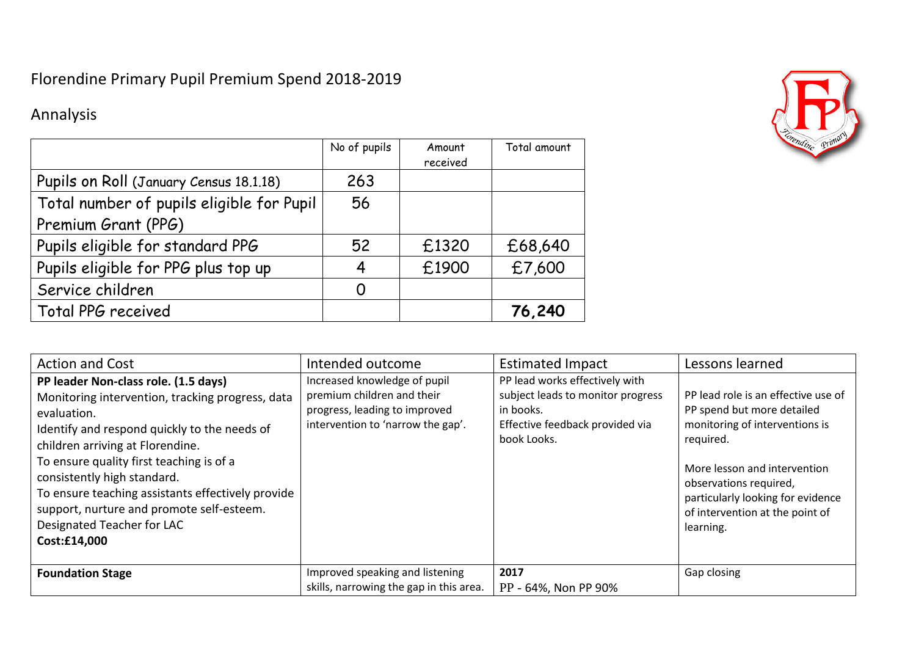# Florendine Primary Pupil Premium Spend 2018-2019

## Annalysis

| | No of pupils | Amount received | Total amount |
|---|---|---|---|
| Pupils on Roll (January Census 18.1.18) | 263 | | |
| Total number of pupils eligible for Pupil Premium Grant (PPG) | 56 | | |
| Pupils eligible for standard PPG | 52 | £1320 | £68,640 |
| Pupils eligible for PPG plus top up | 4 | £1900 | £7,600 |
| Service children | 0 | | |
| Total PPG received | | | **76,240** |

| Action and Cost | Intended outcome | Estimated Impact | Lessons learned |
|---|---|---|---|
| **PP leader Non-class role. (1.5 days)**<br>Monitoring intervention, tracking progress, data evaluation.<br>Identify and respond quickly to the needs of children arriving at Florendine.<br>To ensure quality first teaching is of a consistently high standard.<br>To ensure teaching assistants effectively provide support, nurture and promote self-esteem.<br>Designated Teacher for LAC<br>**Cost:£14,000** | Increased knowledge of pupil premium children and their progress, leading to improved intervention to 'narrow the gap'. | PP lead works effectively with subject leads to monitor progress in books.<br>Effective feedback provided via book Looks. | PP lead role is an effective use of PP spend but more detailed monitoring of interventions is required.<br><br>More lesson and intervention observations required, particularly looking for evidence of intervention at the point of learning. |
| **Foundation Stage** | Improved speaking and listening skills, narrowing the gap in this area. | **2017**<br>PP - 64%, Non PP 90% | Gap closing |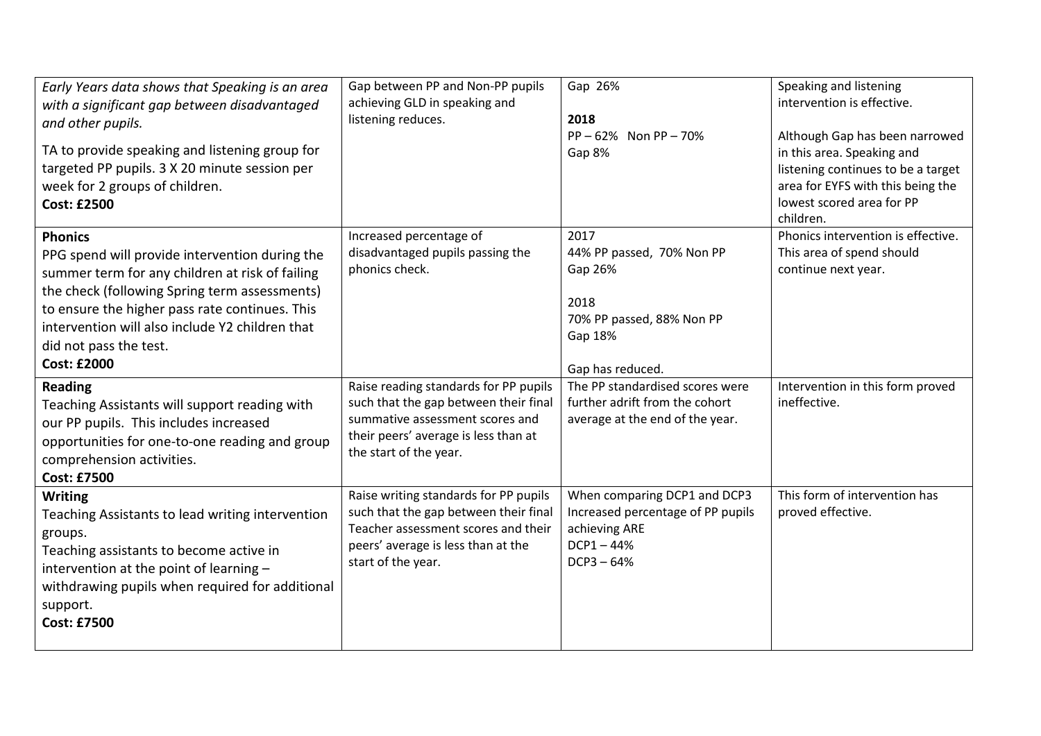| | | | |
|---|---|---|---|
| *Early Years data shows that Speaking is an area with a significant gap between disadvantaged and other pupils.*<br>TA to provide speaking and listening group for targeted PP pupils. 3 X 20 minute session per week for 2 groups of children.<br>**Cost: £2500** | Gap between PP and Non-PP pupils achieving GLD in speaking and listening reduces. | Gap 26%<br><br>**2018**<br>PP – 62% Non PP – 70%<br>Gap 8% | Speaking and listening intervention is effective.<br><br>Although Gap has been narrowed in this area. Speaking and listening continues to be a target area for EYFS with this being the lowest scored area for PP children. |
| **Phonics**<br>PPG spend will provide intervention during the summer term for any children at risk of failing the check (following Spring term assessments) to ensure the higher pass rate continues. This intervention will also include Y2 children that did not pass the test.<br>**Cost: £2000** | Increased percentage of disadvantaged pupils passing the phonics check. | 2017<br>44% PP passed, 70% Non PP<br>Gap 26%<br><br>2018<br>70% PP passed, 88% Non PP<br>Gap 18%<br><br>Gap has reduced. | Phonics intervention is effective. This area of spend should continue next year. |
| **Reading**<br>Teaching Assistants will support reading with our PP pupils. This includes increased opportunities for one-to-one reading and group comprehension activities.<br>**Cost: £7500** | Raise reading standards for PP pupils such that the gap between their final summative assessment scores and their peers' average is less than at the start of the year. | The PP standardised scores were further adrift from the cohort average at the end of the year. | Intervention in this form proved ineffective. |
| **Writing**<br>Teaching Assistants to lead writing intervention groups.<br>Teaching assistants to become active in intervention at the point of learning – withdrawing pupils when required for additional support.<br>**Cost: £7500** | Raise writing standards for PP pupils such that the gap between their final Teacher assessment scores and their peers' average is less than at the start of the year. | When comparing DCP1 and DCP3 Increased percentage of PP pupils achieving ARE<br>DCP1 – 44%<br>DCP3 – 64% | This form of intervention has proved effective. |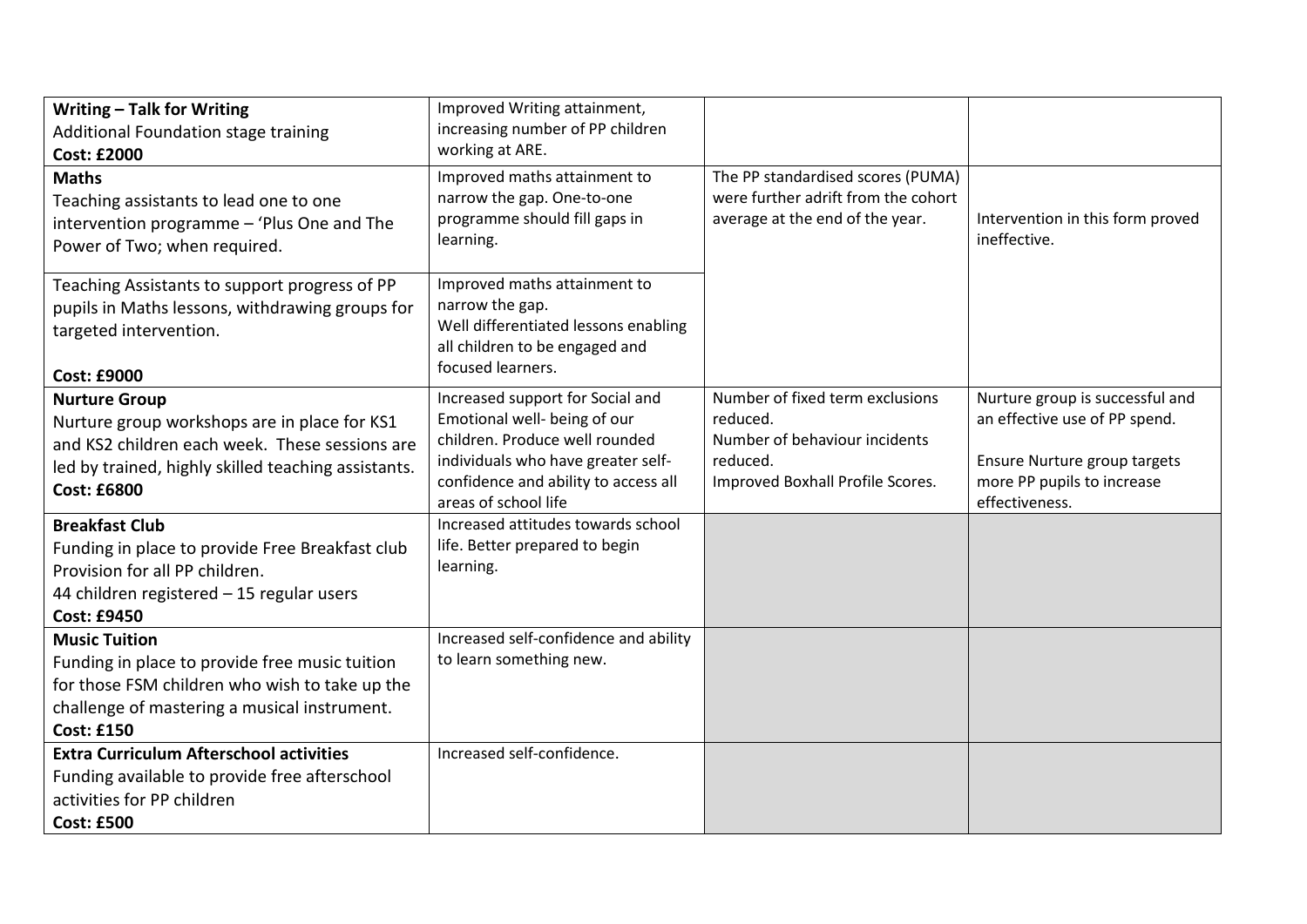| | | | |
|---|---|---|---|
| **Writing – Talk for Writing**<br>Additional Foundation stage training<br>**Cost: £2000** | Improved Writing attainment, increasing number of PP children working at ARE. | | |
| **Maths**<br>Teaching assistants to lead one to one intervention programme – 'Plus One and The Power of Two; when required. | Improved maths attainment to narrow the gap. One-to-one programme should fill gaps in learning. | The PP standardised scores (PUMA) were further adrift from the cohort average at the end of the year. | Intervention in this form proved ineffective. |
| Teaching Assistants to support progress of PP pupils in Maths lessons, withdrawing groups for targeted intervention.<br><br>**Cost: £9000** | Improved maths attainment to narrow the gap.<br>Well differentiated lessons enabling all children to be engaged and focused learners. | | |
| **Nurture Group**<br>Nurture group workshops are in place for KS1 and KS2 children each week. These sessions are led by trained, highly skilled teaching assistants.<br>**Cost: £6800** | Increased support for Social and Emotional well- being of our children. Produce well rounded individuals who have greater self-confidence and ability to access all areas of school life | Number of fixed term exclusions reduced.<br>Number of behaviour incidents reduced.<br>Improved Boxhall Profile Scores. | Nurture group is successful and an effective use of PP spend.<br><br>Ensure Nurture group targets more PP pupils to increase effectiveness. |
| **Breakfast Club**<br>Funding in place to provide Free Breakfast club Provision for all PP children.<br>44 children registered – 15 regular users<br>**Cost: £9450** | Increased attitudes towards school life. Better prepared to begin learning. | | |
| **Music Tuition**<br>Funding in place to provide free music tuition for those FSM children who wish to take up the challenge of mastering a musical instrument.<br>**Cost: £150** | Increased self-confidence and ability to learn something new. | | |
| **Extra Curriculum Afterschool activities**<br>Funding available to provide free afterschool activities for PP children<br>**Cost: £500** | Increased self-confidence. | | |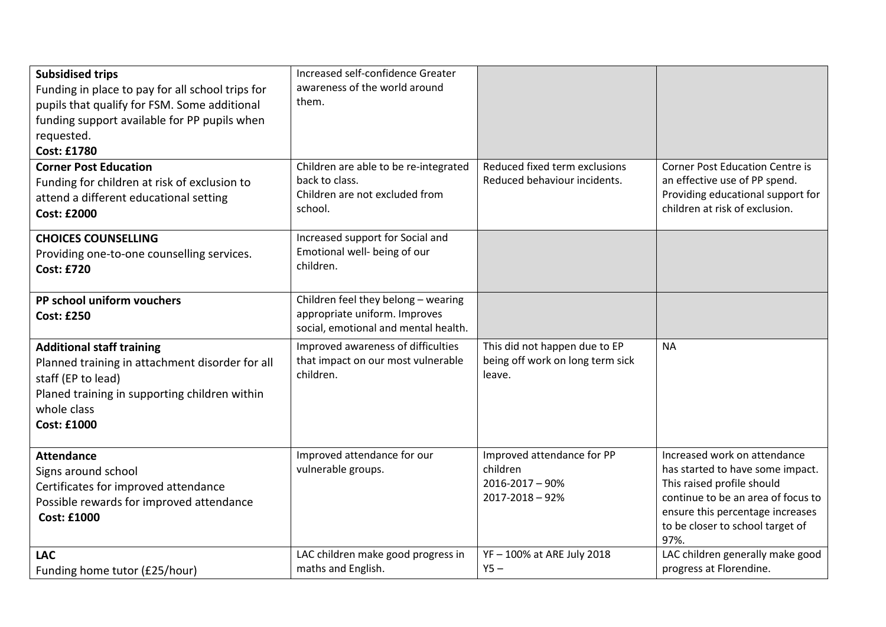| | | | |
|---|---|---|---|
| **Subsidised trips**<br>Funding in place to pay for all school trips for pupils that qualify for FSM. Some additional funding support available for PP pupils when requested.<br>**Cost: £1780** | Increased self-confidence Greater awareness of the world around them. | | |
| **Corner Post Education**<br>Funding for children at risk of exclusion to attend a different educational setting<br>**Cost: £2000** | Children are able to be re-integrated back to class.<br>Children are not excluded from school. | Reduced fixed term exclusions<br>Reduced behaviour incidents. | Corner Post Education Centre is an effective use of PP spend. Providing educational support for children at risk of exclusion. |
| **CHOICES COUNSELLING**<br>Providing one-to-one counselling services.<br>**Cost: £720** | Increased support for Social and Emotional well- being of our children. | | |
| **PP school uniform vouchers**<br>**Cost: £250** | Children feel they belong – wearing appropriate uniform. Improves social, emotional and mental health. | | |
| **Additional staff training**<br>Planned training in attachment disorder for all staff (EP to lead)<br>Planed training in supporting children within whole class<br>**Cost: £1000** | Improved awareness of difficulties that impact on our most vulnerable children. | This did not happen due to EP being off work on long term sick leave. | NA |
| **Attendance**<br>Signs around school<br>Certificates for improved attendance<br>Possible rewards for improved attendance<br>**Cost: £1000** | Improved attendance for our vulnerable groups. | Improved attendance for PP children<br>2016-2017 – 90%<br>2017-2018 – 92% | Increased work on attendance has started to have some impact. This raised profile should continue to be an area of focus to ensure this percentage increases to be closer to school target of 97%. |
| **LAC**<br>Funding home tutor (£25/hour) | LAC children make good progress in maths and English. | YF – 100% at ARE July 2018<br>Y5 – | LAC children generally make good progress at Florendine. |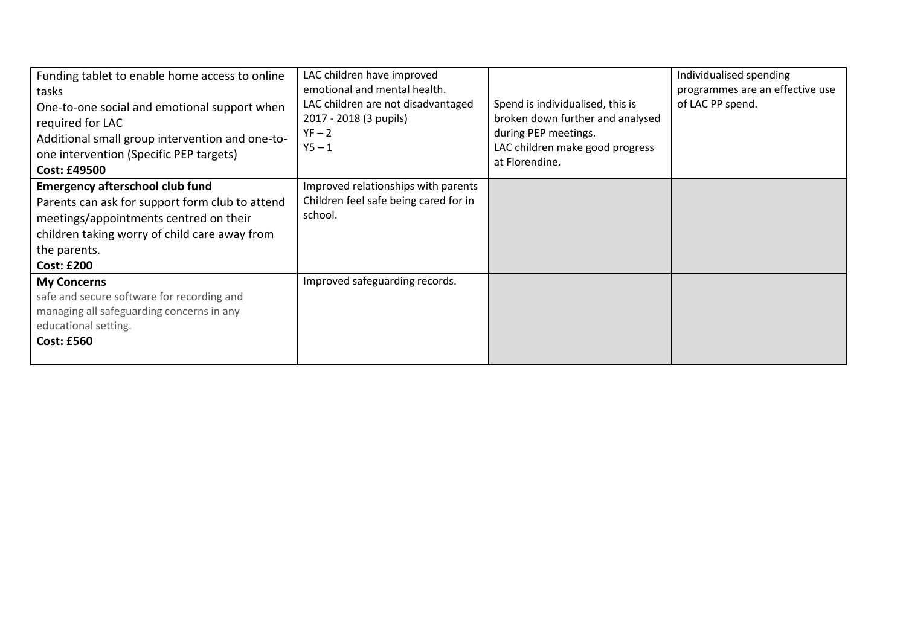| | | | |
|---|---|---|---|
| Funding tablet to enable home access to online tasks<br>One-to-one social and emotional support when required for LAC<br>Additional small group intervention and one-to-one intervention (Specific PEP targets)<br>**Cost: £49500** | LAC children have improved emotional and mental health.<br>LAC children are not disadvantaged<br>2017 - 2018 (3 pupils)<br>YF – 2<br>Y5 – 1 | Spend is individualised, this is broken down further and analysed during PEP meetings.<br>LAC children make good progress at Florendine. | Individualised spending programmes are an effective use of LAC PP spend. |
| **Emergency afterschool club fund**<br>Parents can ask for support form club to attend meetings/appointments centred on their children taking worry of child care away from the parents.<br>**Cost: £200** | Improved relationships with parents<br>Children feel safe being cared for in school. | | |
| **My Concerns**<br>safe and secure software for recording and managing all safeguarding concerns in any educational setting.<br>**Cost: £560** | Improved safeguarding records. | | |